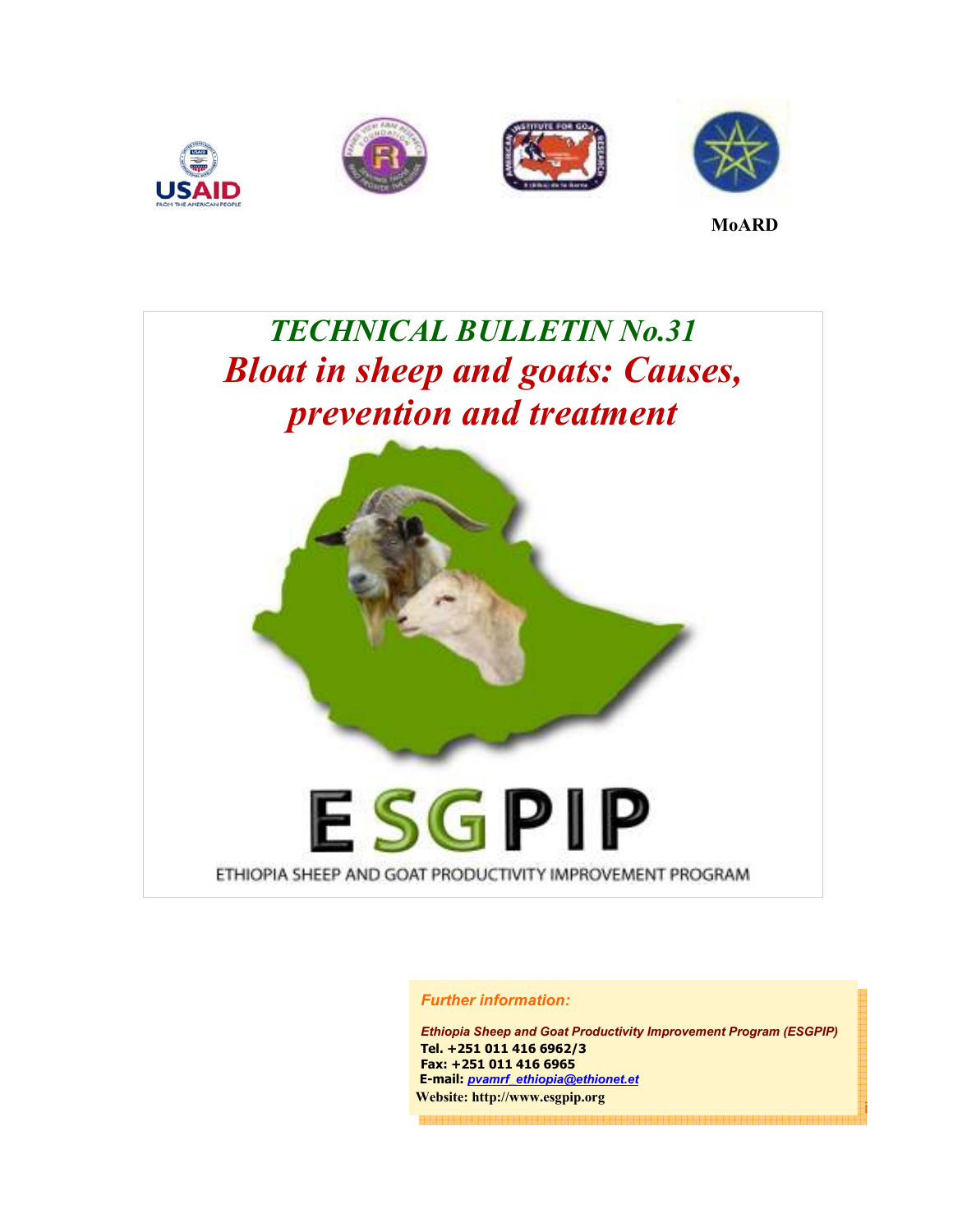MoARD

# TECHNICAL BULLETIN No.31

# Bloat in sheep and goats: Causes, prevention and treatment

ESGPIP

ETHIOPIA SHEEP AND GOAT PRODUCTIVITY IMPROVEMENT PROGRAM

*Further information:*

*Ethiopia Sheep and Goat Productivity Improvement Program (ESGPIP)*
**Tel. +251 011 416 6962/3**
**Fax: +251 011 416 6965**
**E-mail:** *pvamrf_ethiopia@ethionet.et*
**Website: http://www.esgpip.org**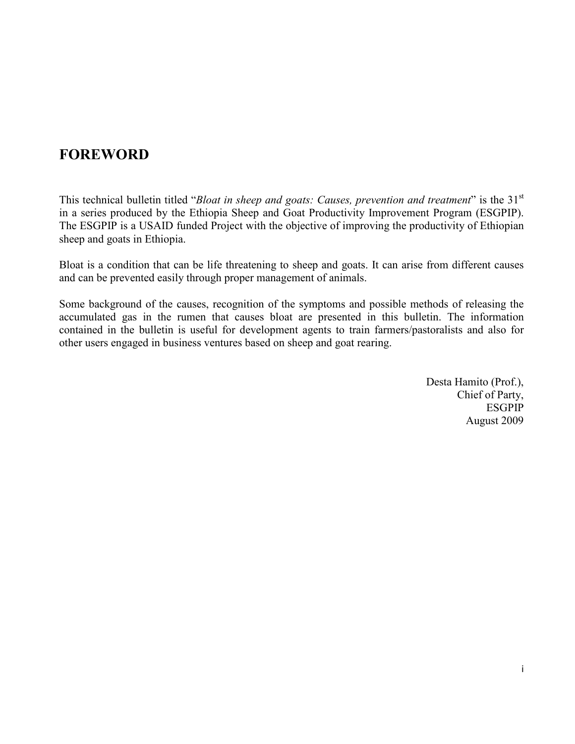## FOREWORD

This technical bulletin titled "*Bloat in sheep and goats: Causes, prevention and treatment*" is the 31st in a series produced by the Ethiopia Sheep and Goat Productivity Improvement Program (ESGPIP). The ESGPIP is a USAID funded Project with the objective of improving the productivity of Ethiopian sheep and goats in Ethiopia.

Bloat is a condition that can be life threatening to sheep and goats. It can arise from different causes and can be prevented easily through proper management of animals.

Some background of the causes, recognition of the symptoms and possible methods of releasing the accumulated gas in the rumen that causes bloat are presented in this bulletin. The information contained in the bulletin is useful for development agents to train farmers/pastoralists and also for other users engaged in business ventures based on sheep and goat rearing.

Desta Hamito (Prof.),
Chief of Party,
ESGPIP
August 2009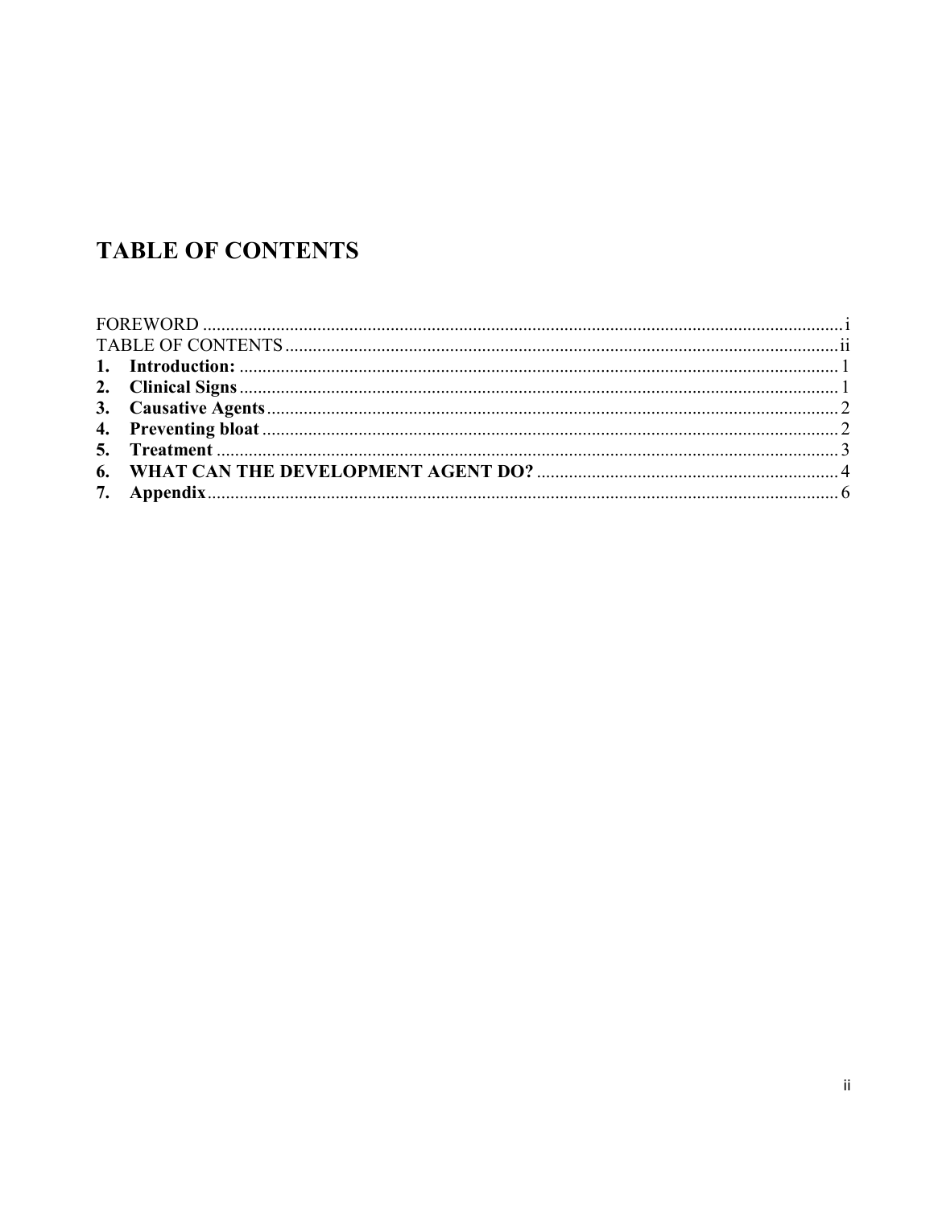# TABLE OF CONTENTS

FOREWORD ........................................................................................................................... i
TABLE OF CONTENTS ......................................................................................................... ii
**1. Introduction:** ................................................................................................................... 1
**2. Clinical Signs** ................................................................................................................... 1
**3. Causative Agents** ............................................................................................................. 2
**4. Preventing bloat** .............................................................................................................. 2
**5. Treatment** ........................................................................................................................ 3
**6. WHAT CAN THE DEVELOPMENT AGENT DO?** ................................................................. 4
**7. Appendix** .......................................................................................................................... 6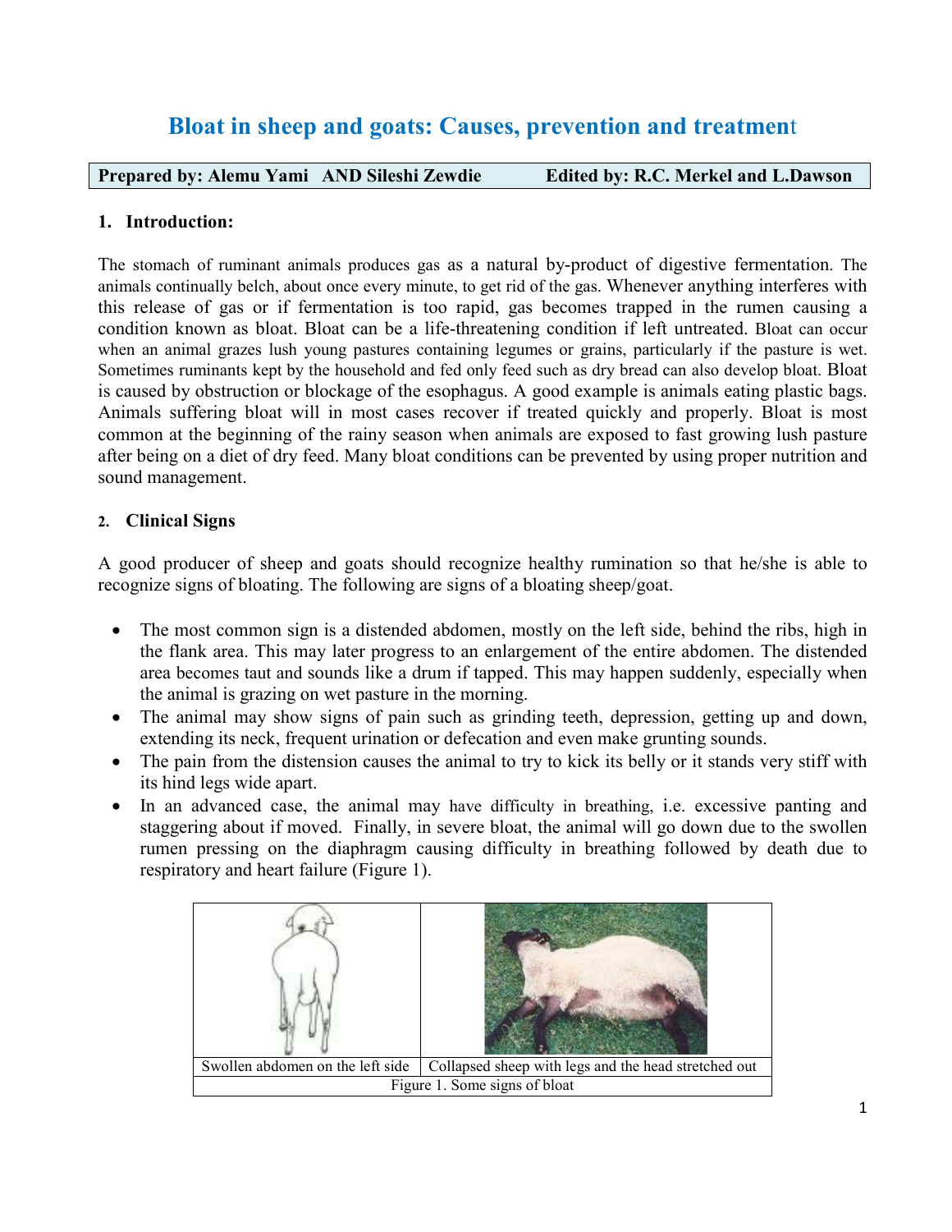# Bloat in sheep and goats: Causes, prevention and treatment

| Prepared by: Alemu Yami AND Sileshi Zewdie | Edited by: R.C. Merkel and L.Dawson |
|---|---|

## 1. Introduction:

The stomach of ruminant animals produces gas as a natural by-product of digestive fermentation. The animals continually belch, about once every minute, to get rid of the gas. Whenever anything interferes with this release of gas or if fermentation is too rapid, gas becomes trapped in the rumen causing a condition known as bloat. Bloat can be a life-threatening condition if left untreated. Bloat can occur when an animal grazes lush young pastures containing legumes or grains, particularly if the pasture is wet. Sometimes ruminants kept by the household and fed only feed such as dry bread can also develop bloat. Bloat is caused by obstruction or blockage of the esophagus. A good example is animals eating plastic bags. Animals suffering bloat will in most cases recover if treated quickly and properly. Bloat is most common at the beginning of the rainy season when animals are exposed to fast growing lush pasture after being on a diet of dry feed. Many bloat conditions can be prevented by using proper nutrition and sound management.

## 2. Clinical Signs

A good producer of sheep and goats should recognize healthy rumination so that he/she is able to recognize signs of bloating. The following are signs of a bloating sheep/goat.

- The most common sign is a distended abdomen, mostly on the left side, behind the ribs, high in the flank area. This may later progress to an enlargement of the entire abdomen. The distended area becomes taut and sounds like a drum if tapped. This may happen suddenly, especially when the animal is grazing on wet pasture in the morning.
- The animal may show signs of pain such as grinding teeth, depression, getting up and down, extending its neck, frequent urination or defecation and even make grunting sounds.
- The pain from the distension causes the animal to try to kick its belly or it stands very stiff with its hind legs wide apart.
- In an advanced case, the animal may have difficulty in breathing, i.e. excessive panting and staggering about if moved. Finally, in severe bloat, the animal will go down due to the swollen rumen pressing on the diaphragm causing difficulty in breathing followed by death due to respiratory and heart failure (Figure 1).

| Swollen abdomen on the left side | Collapsed sheep with legs and the head stretched out |
|---|---|

Figure 1. Some signs of bloat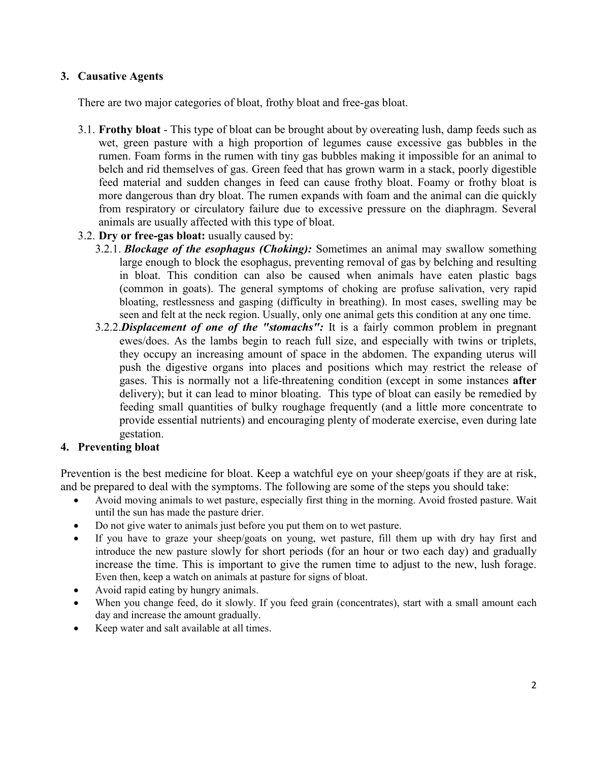## 3. Causative Agents

There are two major categories of bloat, frothy bloat and free-gas bloat.

3.1. **Frothy bloat** - This type of bloat can be brought about by overeating lush, damp feeds such as wet, green pasture with a high proportion of legumes cause excessive gas bubbles in the rumen. Foam forms in the rumen with tiny gas bubbles making it impossible for an animal to belch and rid themselves of gas. Green feed that has grown warm in a stack, poorly digestible feed material and sudden changes in feed can cause frothy bloat. Foamy or frothy bloat is more dangerous than dry bloat. The rumen expands with foam and the animal can die quickly from respiratory or circulatory failure due to excessive pressure on the diaphragm. Several animals are usually affected with this type of bloat.

3.2. **Dry or free-gas bloat:** usually caused by:

3.2.1. ***Blockage of the esophagus (Choking):*** Sometimes an animal may swallow something large enough to block the esophagus, preventing removal of gas by belching and resulting in bloat. This condition can also be caused when animals have eaten plastic bags (common in goats). The general symptoms of choking are profuse salivation, very rapid bloating, restlessness and gasping (difficulty in breathing). In most cases, swelling may be seen and felt at the neck region. Usually, only one animal gets this condition at any one time.

3.2.2. ***Displacement of one of the "stomachs":*** It is a fairly common problem in pregnant ewes/does. As the lambs begin to reach full size, and especially with twins or triplets, they occupy an increasing amount of space in the abdomen. The expanding uterus will push the digestive organs into places and positions which may restrict the release of gases. This is normally not a life-threatening condition (except in some instances **after** delivery); but it can lead to minor bloating. This type of bloat can easily be remedied by feeding small quantities of bulky roughage frequently (and a little more concentrate to provide essential nutrients) and encouraging plenty of moderate exercise, even during late gestation.

## 4. Preventing bloat

Prevention is the best medicine for bloat. Keep a watchful eye on your sheep/goats if they are at risk, and be prepared to deal with the symptoms. The following are some of the steps you should take:

- Avoid moving animals to wet pasture, especially first thing in the morning. Avoid frosted pasture. Wait until the sun has made the pasture drier.
- Do not give water to animals just before you put them on to wet pasture.
- If you have to graze your sheep/goats on young, wet pasture, fill them up with dry hay first and introduce the new pasture slowly for short periods (for an hour or two each day) and gradually increase the time. This is important to give the rumen time to adjust to the new, lush forage. Even then, keep a watch on animals at pasture for signs of bloat.
- Avoid rapid eating by hungry animals.
- When you change feed, do it slowly. If you feed grain (concentrates), start with a small amount each day and increase the amount gradually.
- Keep water and salt available at all times.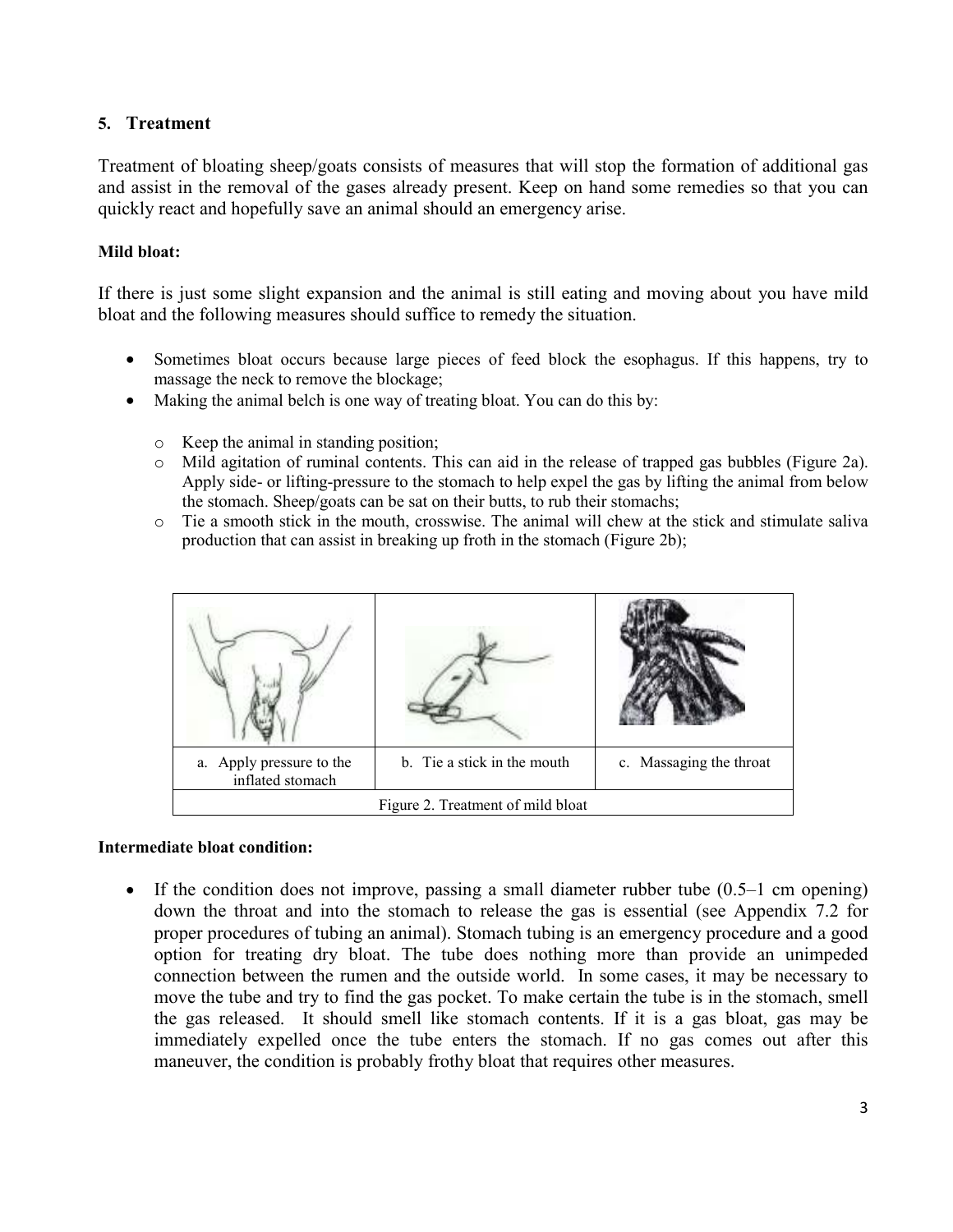## 5. Treatment

Treatment of bloating sheep/goats consists of measures that will stop the formation of additional gas and assist in the removal of the gases already present. Keep on hand some remedies so that you can quickly react and hopefully save an animal should an emergency arise.

**Mild bloat:**

If there is just some slight expansion and the animal is still eating and moving about you have mild bloat and the following measures should suffice to remedy the situation.

- Sometimes bloat occurs because large pieces of feed block the esophagus. If this happens, try to massage the neck to remove the blockage;
- Making the animal belch is one way of treating bloat. You can do this by:
  - Keep the animal in standing position;
  - Mild agitation of ruminal contents. This can aid in the release of trapped gas bubbles (Figure 2a). Apply side- or lifting-pressure to the stomach to help expel the gas by lifting the animal from below the stomach. Sheep/goats can be sat on their butts, to rub their stomachs;
  - Tie a smooth stick in the mouth, crosswise. The animal will chew at the stick and stimulate saliva production that can assist in breaking up froth in the stomach (Figure 2b);

| a. Apply pressure to the inflated stomach | b. Tie a stick in the mouth | c. Massaging the throat |
|---|---|---|

Figure 2. Treatment of mild bloat

**Intermediate bloat condition:**

- If the condition does not improve, passing a small diameter rubber tube (0.5–1 cm opening) down the throat and into the stomach to release the gas is essential (see Appendix 7.2 for proper procedures of tubing an animal). Stomach tubing is an emergency procedure and a good option for treating dry bloat. The tube does nothing more than provide an unimpeded connection between the rumen and the outside world. In some cases, it may be necessary to move the tube and try to find the gas pocket. To make certain the tube is in the stomach, smell the gas released. It should smell like stomach contents. If it is a gas bloat, gas may be immediately expelled once the tube enters the stomach. If no gas comes out after this maneuver, the condition is probably frothy bloat that requires other measures.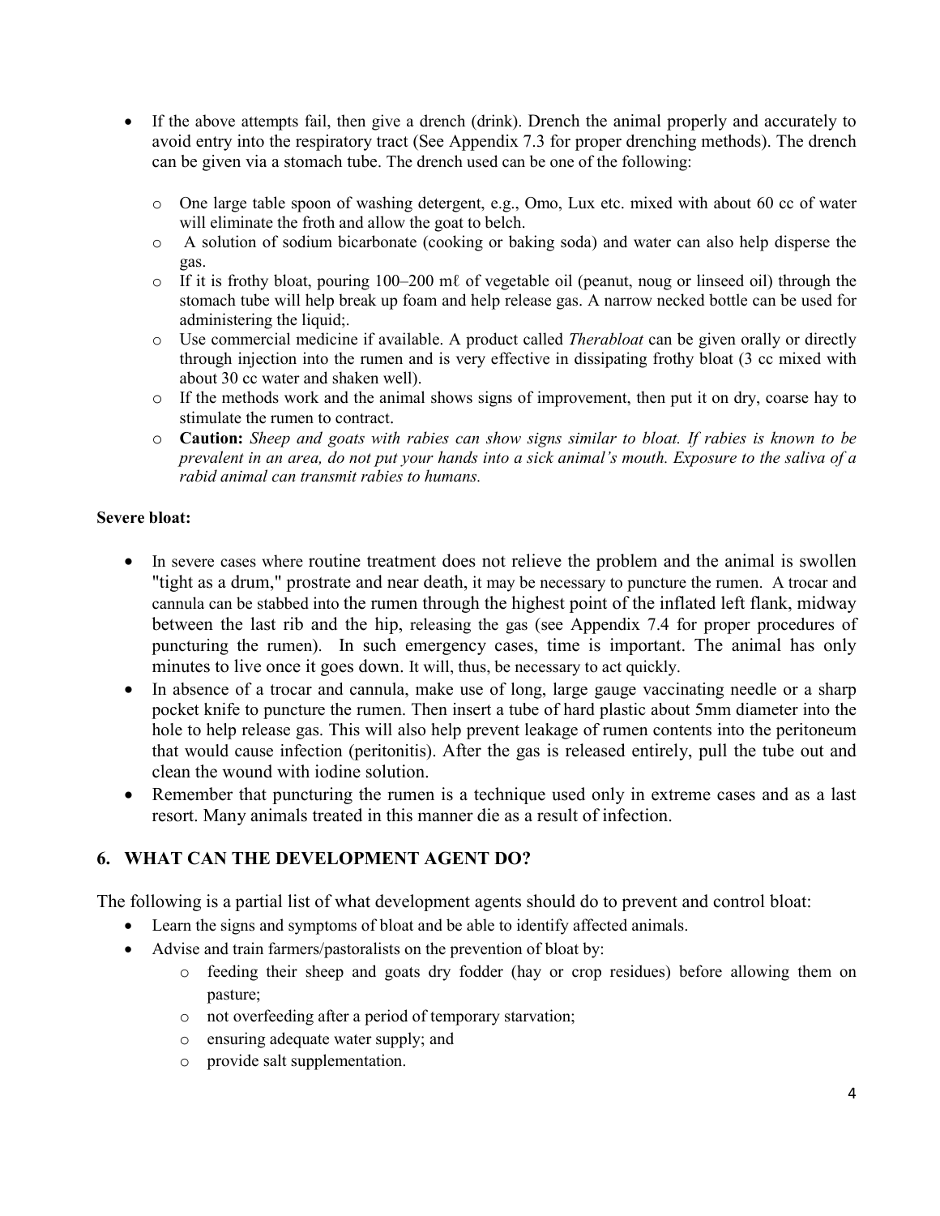- If the above attempts fail, then give a drench (drink). Drench the animal properly and accurately to avoid entry into the respiratory tract (See Appendix 7.3 for proper drenching methods). The drench can be given via a stomach tube. The drench used can be one of the following:
    - One large table spoon of washing detergent, e.g., Omo, Lux etc. mixed with about 60 cc of water will eliminate the froth and allow the goat to belch.
    - A solution of sodium bicarbonate (cooking or baking soda) and water can also help disperse the gas.
    - If it is frothy bloat, pouring 100–200 mℓ of vegetable oil (peanut, noug or linseed oil) through the stomach tube will help break up foam and help release gas. A narrow necked bottle can be used for administering the liquid;.
    - Use commercial medicine if available. A product called *Therabloat* can be given orally or directly through injection into the rumen and is very effective in dissipating frothy bloat (3 cc mixed with about 30 cc water and shaken well).
    - If the methods work and the animal shows signs of improvement, then put it on dry, coarse hay to stimulate the rumen to contract.
    - **Caution:** *Sheep and goats with rabies can show signs similar to bloat. If rabies is known to be prevalent in an area, do not put your hands into a sick animal's mouth. Exposure to the saliva of a rabid animal can transmit rabies to humans.*

**Severe bloat:**

- In severe cases where routine treatment does not relieve the problem and the animal is swollen "tight as a drum," prostrate and near death, it may be necessary to puncture the rumen. A trocar and cannula can be stabbed into the rumen through the highest point of the inflated left flank, midway between the last rib and the hip, releasing the gas (see Appendix 7.4 for proper procedures of puncturing the rumen). In such emergency cases, time is important. The animal has only minutes to live once it goes down. It will, thus, be necessary to act quickly.
- In absence of a trocar and cannula, make use of long, large gauge vaccinating needle or a sharp pocket knife to puncture the rumen. Then insert a tube of hard plastic about 5mm diameter into the hole to help release gas. This will also help prevent leakage of rumen contents into the peritoneum that would cause infection (peritonitis). After the gas is released entirely, pull the tube out and clean the wound with iodine solution.
- Remember that puncturing the rumen is a technique used only in extreme cases and as a last resort. Many animals treated in this manner die as a result of infection.

## 6. WHAT CAN THE DEVELOPMENT AGENT DO?

The following is a partial list of what development agents should do to prevent and control bloat:

- Learn the signs and symptoms of bloat and be able to identify affected animals.
- Advise and train farmers/pastoralists on the prevention of bloat by:
    - feeding their sheep and goats dry fodder (hay or crop residues) before allowing them on pasture;
    - not overfeeding after a period of temporary starvation;
    - ensuring adequate water supply; and
    - provide salt supplementation.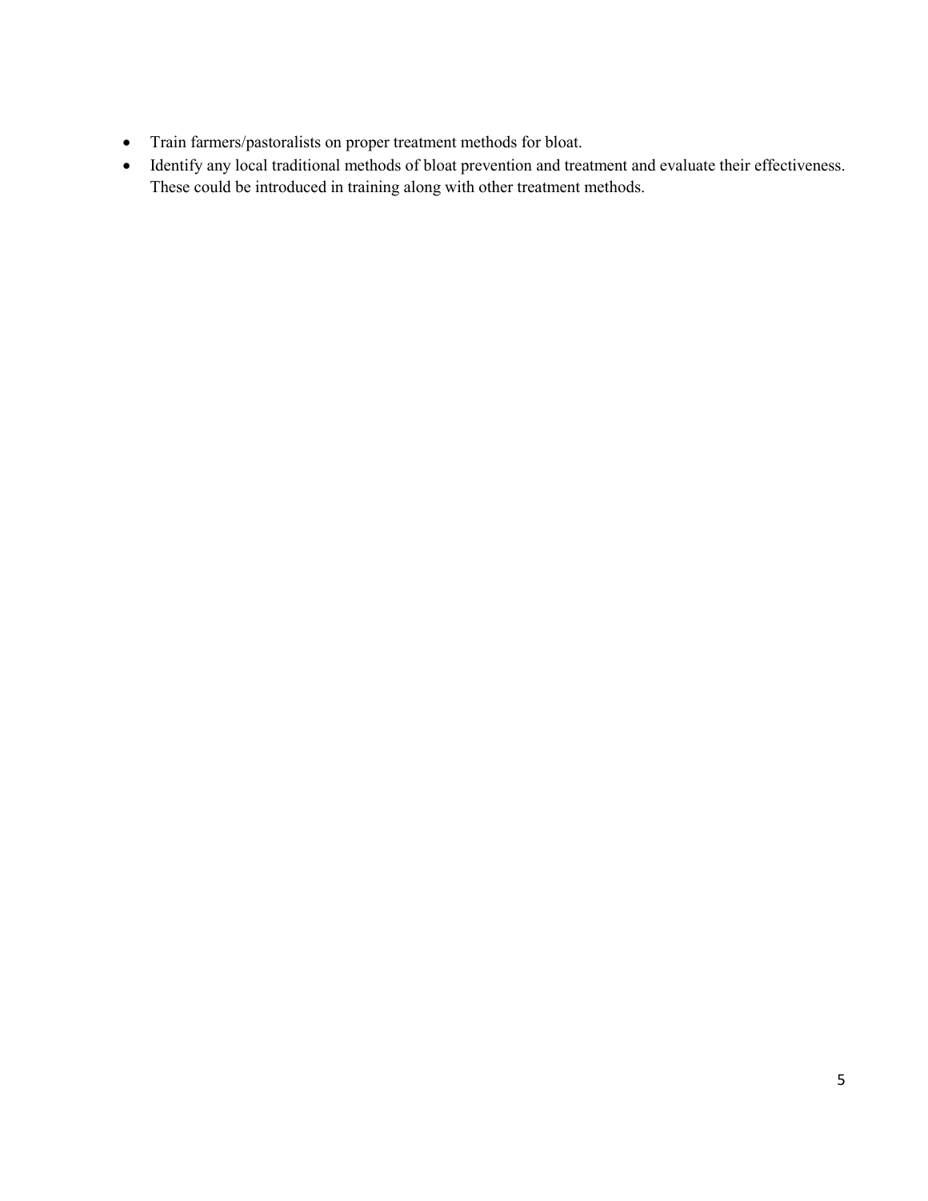- Train farmers/pastoralists on proper treatment methods for bloat.
- Identify any local traditional methods of bloat prevention and treatment and evaluate their effectiveness. These could be introduced in training along with other treatment methods.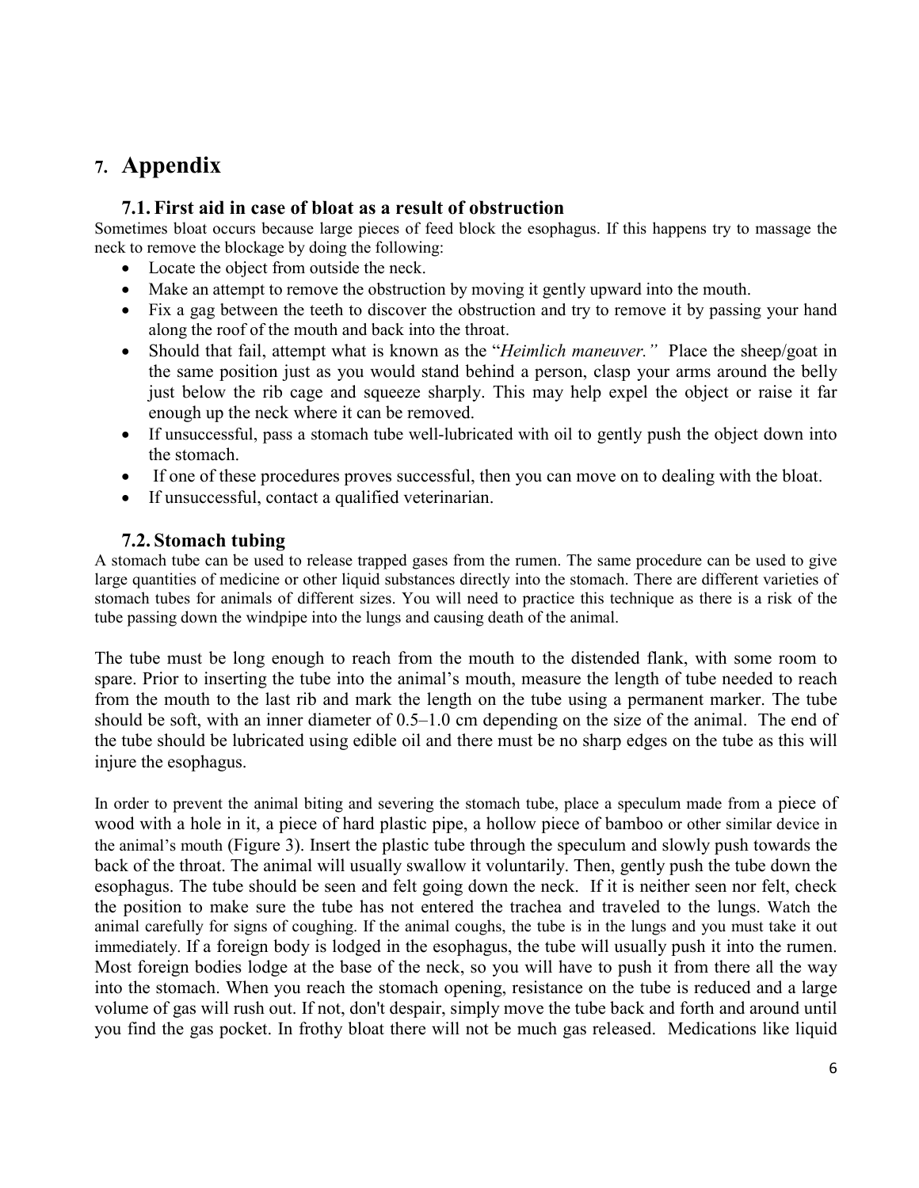# 7. Appendix

## 7.1. First aid in case of bloat as a result of obstruction

Sometimes bloat occurs because large pieces of feed block the esophagus. If this happens try to massage the neck to remove the blockage by doing the following:

- Locate the object from outside the neck.
- Make an attempt to remove the obstruction by moving it gently upward into the mouth.
- Fix a gag between the teeth to discover the obstruction and try to remove it by passing your hand along the roof of the mouth and back into the throat.
- Should that fail, attempt what is known as the "*Heimlich maneuver.*" Place the sheep/goat in the same position just as you would stand behind a person, clasp your arms around the belly just below the rib cage and squeeze sharply. This may help expel the object or raise it far enough up the neck where it can be removed.
- If unsuccessful, pass a stomach tube well-lubricated with oil to gently push the object down into the stomach.
- If one of these procedures proves successful, then you can move on to dealing with the bloat.
- If unsuccessful, contact a qualified veterinarian.

## 7.2. Stomach tubing

A stomach tube can be used to release trapped gases from the rumen. The same procedure can be used to give large quantities of medicine or other liquid substances directly into the stomach. There are different varieties of stomach tubes for animals of different sizes. You will need to practice this technique as there is a risk of the tube passing down the windpipe into the lungs and causing death of the animal.

The tube must be long enough to reach from the mouth to the distended flank, with some room to spare. Prior to inserting the tube into the animal's mouth, measure the length of tube needed to reach from the mouth to the last rib and mark the length on the tube using a permanent marker. The tube should be soft, with an inner diameter of 0.5–1.0 cm depending on the size of the animal. The end of the tube should be lubricated using edible oil and there must be no sharp edges on the tube as this will injure the esophagus.

In order to prevent the animal biting and severing the stomach tube, place a speculum made from a piece of wood with a hole in it, a piece of hard plastic pipe, a hollow piece of bamboo or other similar device in the animal's mouth (Figure 3). Insert the plastic tube through the speculum and slowly push towards the back of the throat. The animal will usually swallow it voluntarily. Then, gently push the tube down the esophagus. The tube should be seen and felt going down the neck. If it is neither seen nor felt, check the position to make sure the tube has not entered the trachea and traveled to the lungs. Watch the animal carefully for signs of coughing. If the animal coughs, the tube is in the lungs and you must take it out immediately. If a foreign body is lodged in the esophagus, the tube will usually push it into the rumen. Most foreign bodies lodge at the base of the neck, so you will have to push it from there all the way into the stomach. When you reach the stomach opening, resistance on the tube is reduced and a large volume of gas will rush out. If not, don't despair, simply move the tube back and forth and around until you find the gas pocket. In frothy bloat there will not be much gas released. Medications like liquid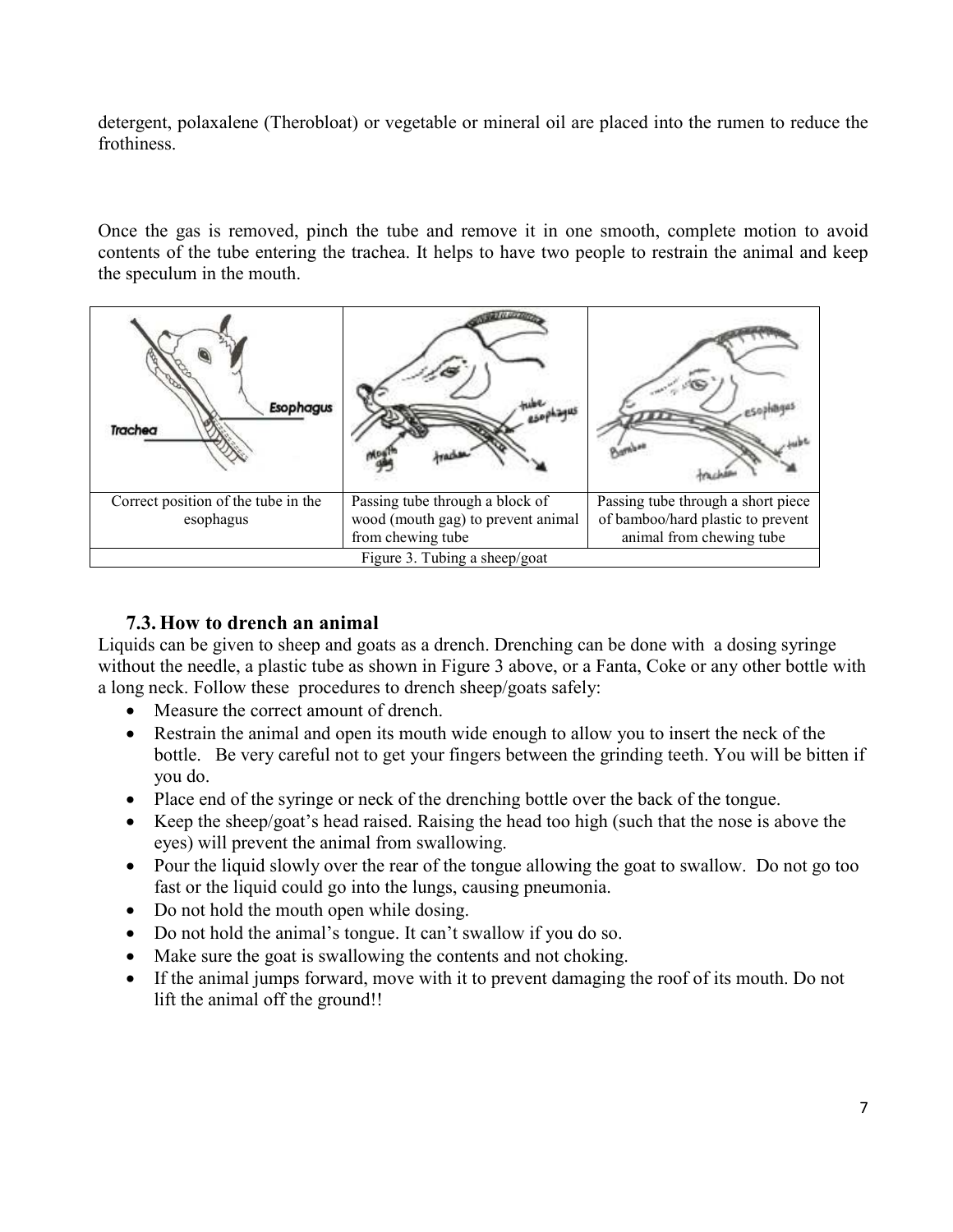detergent, polaxalene (Therobloat) or vegetable or mineral oil are placed into the rumen to reduce the frothiness.

Once the gas is removed, pinch the tube and remove it in one smooth, complete motion to avoid contents of the tube entering the trachea. It helps to have two people to restrain the animal and keep the speculum in the mouth.

| Correct position of the tube in the esophagus | Passing tube through a block of wood (mouth gag) to prevent animal from chewing tube | Passing tube through a short piece of bamboo/hard plastic to prevent animal from chewing tube |
|---|---|---|

Figure 3. Tubing a sheep/goat

### 7.3. How to drench an animal

Liquids can be given to sheep and goats as a drench. Drenching can be done with a dosing syringe without the needle, a plastic tube as shown in Figure 3 above, or a Fanta, Coke or any other bottle with a long neck. Follow these procedures to drench sheep/goats safely:

- Measure the correct amount of drench.
- Restrain the animal and open its mouth wide enough to allow you to insert the neck of the bottle. Be very careful not to get your fingers between the grinding teeth. You will be bitten if you do.
- Place end of the syringe or neck of the drenching bottle over the back of the tongue.
- Keep the sheep/goat's head raised. Raising the head too high (such that the nose is above the eyes) will prevent the animal from swallowing.
- Pour the liquid slowly over the rear of the tongue allowing the goat to swallow. Do not go too fast or the liquid could go into the lungs, causing pneumonia.
- Do not hold the mouth open while dosing.
- Do not hold the animal's tongue. It can't swallow if you do so.
- Make sure the goat is swallowing the contents and not choking.
- If the animal jumps forward, move with it to prevent damaging the roof of its mouth. Do not lift the animal off the ground!!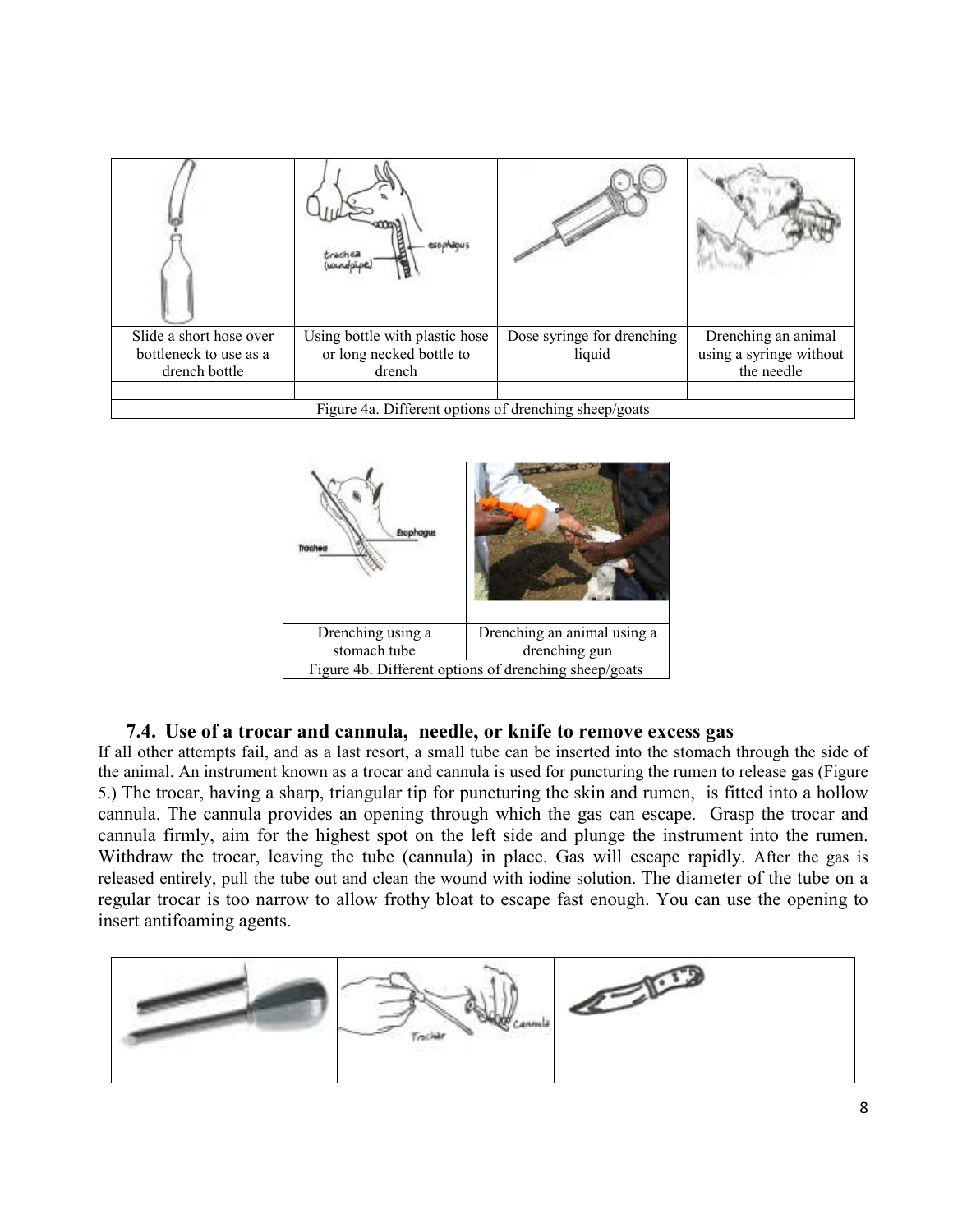| Slide a short hose over bottleneck to use as a drench bottle | Using bottle with plastic hose or long necked bottle to drench | Dose syringe for drenching liquid | Drenching an animal using a syringe without the needle |
|---|---|---|---|
| | | | |
| Figure 4a. Different options of drenching sheep/goats | | | |

| Drenching using a stomach tube | Drenching an animal using a drenching gun |
|---|---|
| Figure 4b. Different options of drenching sheep/goats | |

### 7.4. Use of a trocar and cannula, needle, or knife to remove excess gas

If all other attempts fail, and as a last resort, a small tube can be inserted into the stomach through the side of the animal. An instrument known as a trocar and cannula is used for puncturing the rumen to release gas (Figure 5.) The trocar, having a sharp, triangular tip for puncturing the skin and rumen, is fitted into a hollow cannula. The cannula provides an opening through which the gas can escape. Grasp the trocar and cannula firmly, aim for the highest spot on the left side and plunge the instrument into the rumen. Withdraw the trocar, leaving the tube (cannula) in place. Gas will escape rapidly. After the gas is released entirely, pull the tube out and clean the wound with iodine solution. The diameter of the tube on a regular trocar is too narrow to allow frothy bloat to escape fast enough. You can use the opening to insert antifoaming agents.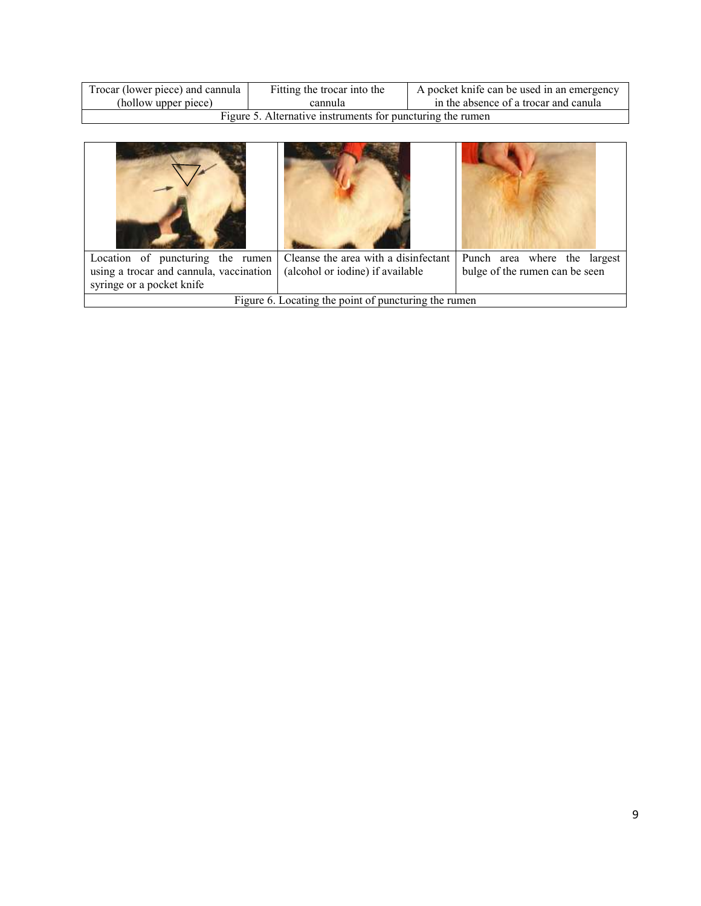| | | |
|---|---|---|
| Trocar (lower piece) and cannula (hollow upper piece) | Fitting the trocar into the cannula | A pocket knife can be used in an emergency in the absence of a trocar and canula |

Figure 5. Alternative instruments for puncturing the rumen

| | | |
|---|---|---|
| Location of puncturing the rumen using a trocar and cannula, vaccination syringe or a pocket knife | Cleanse the area with a disinfectant (alcohol or iodine) if available | Punch area where the largest bulge of the rumen can be seen |

Figure 6. Locating the point of puncturing the rumen